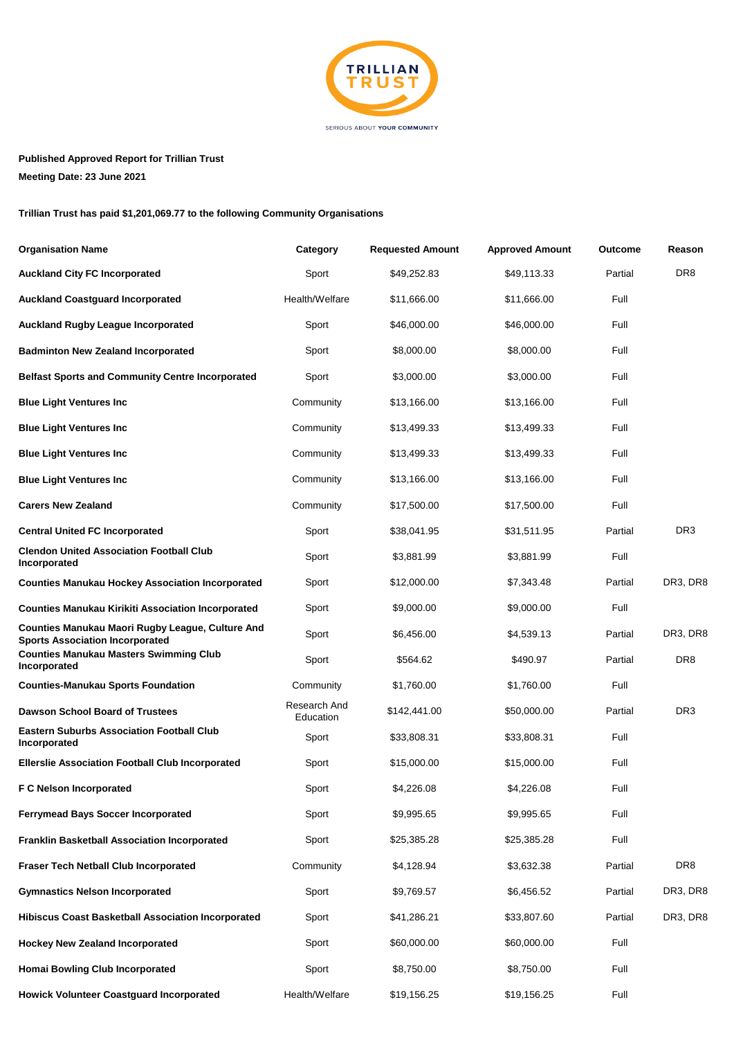**Published Approved Report for Trillian Trust**

**Meeting Date: 23 June 2021**

**Trillian Trust has paid $1,201,069.77 to the following Community Organisations**

| Organisation Name | Category | Requested Amount | Approved Amount | Outcome | Reason |
|---|---|---|---|---|---|
| **Auckland City FC Incorporated** | Sport | $49,252.83 | $49,113.33 | Partial | DR8 |
| **Auckland Coastguard Incorporated** | Health/Welfare | $11,666.00 | $11,666.00 | Full | |
| **Auckland Rugby League Incorporated** | Sport | $46,000.00 | $46,000.00 | Full | |
| **Badminton New Zealand Incorporated** | Sport | $8,000.00 | $8,000.00 | Full | |
| **Belfast Sports and Community Centre Incorporated** | Sport | $3,000.00 | $3,000.00 | Full | |
| **Blue Light Ventures Inc** | Community | $13,166.00 | $13,166.00 | Full | |
| **Blue Light Ventures Inc** | Community | $13,499.33 | $13,499.33 | Full | |
| **Blue Light Ventures Inc** | Community | $13,499.33 | $13,499.33 | Full | |
| **Blue Light Ventures Inc** | Community | $13,166.00 | $13,166.00 | Full | |
| **Carers New Zealand** | Community | $17,500.00 | $17,500.00 | Full | |
| **Central United FC Incorporated** | Sport | $38,041.95 | $31,511.95 | Partial | DR3 |
| **Clendon United Association Football Club Incorporated** | Sport | $3,881.99 | $3,881.99 | Full | |
| **Counties Manukau Hockey Association Incorporated** | Sport | $12,000.00 | $7,343.48 | Partial | DR3, DR8 |
| **Counties Manukau Kirikiti Association Incorporated** | Sport | $9,000.00 | $9,000.00 | Full | |
| **Counties Manukau Maori Rugby League, Culture And Sports Association Incorporated** | Sport | $6,456.00 | $4,539.13 | Partial | DR3, DR8 |
| **Counties Manukau Masters Swimming Club Incorporated** | Sport | $564.62 | $490.97 | Partial | DR8 |
| **Counties-Manukau Sports Foundation** | Community | $1,760.00 | $1,760.00 | Full | |
| **Dawson School Board of Trustees** | Research And Education | $142,441.00 | $50,000.00 | Partial | DR3 |
| **Eastern Suburbs Association Football Club Incorporated** | Sport | $33,808.31 | $33,808.31 | Full | |
| **Ellerslie Association Football Club Incorporated** | Sport | $15,000.00 | $15,000.00 | Full | |
| **F C Nelson Incorporated** | Sport | $4,226.08 | $4,226.08 | Full | |
| **Ferrymead Bays Soccer Incorporated** | Sport | $9,995.65 | $9,995.65 | Full | |
| **Franklin Basketball Association Incorporated** | Sport | $25,385.28 | $25,385.28 | Full | |
| **Fraser Tech Netball Club Incorporated** | Community | $4,128.94 | $3,632.38 | Partial | DR8 |
| **Gymnastics Nelson Incorporated** | Sport | $9,769.57 | $6,456.52 | Partial | DR3, DR8 |
| **Hibiscus Coast Basketball Association Incorporated** | Sport | $41,286.21 | $33,807.60 | Partial | DR3, DR8 |
| **Hockey New Zealand Incorporated** | Sport | $60,000.00 | $60,000.00 | Full | |
| **Homai Bowling Club Incorporated** | Sport | $8,750.00 | $8,750.00 | Full | |
| **Howick Volunteer Coastguard Incorporated** | Health/Welfare | $19,156.25 | $19,156.25 | Full | |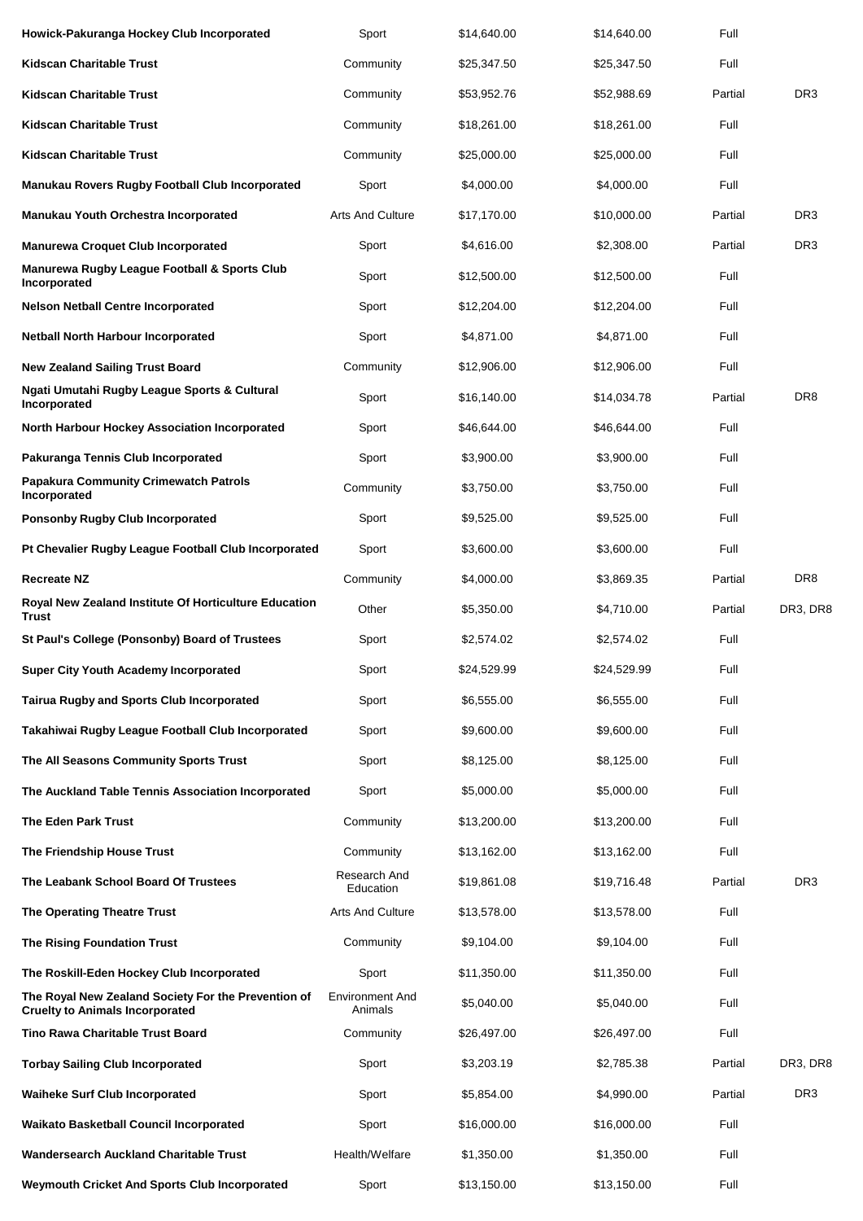| | | | | | |
|---|---|---|---|---|---|
| **Howick-Pakuranga Hockey Club Incorporated** | Sport | $14,640.00 | $14,640.00 | Full | |
| **Kidscan Charitable Trust** | Community | $25,347.50 | $25,347.50 | Full | |
| **Kidscan Charitable Trust** | Community | $53,952.76 | $52,988.69 | Partial | DR3 |
| **Kidscan Charitable Trust** | Community | $18,261.00 | $18,261.00 | Full | |
| **Kidscan Charitable Trust** | Community | $25,000.00 | $25,000.00 | Full | |
| **Manukau Rovers Rugby Football Club Incorporated** | Sport | $4,000.00 | $4,000.00 | Full | |
| **Manukau Youth Orchestra Incorporated** | Arts And Culture | $17,170.00 | $10,000.00 | Partial | DR3 |
| **Manurewa Croquet Club Incorporated** | Sport | $4,616.00 | $2,308.00 | Partial | DR3 |
| **Manurewa Rugby League Football & Sports Club Incorporated** | Sport | $12,500.00 | $12,500.00 | Full | |
| **Nelson Netball Centre Incorporated** | Sport | $12,204.00 | $12,204.00 | Full | |
| **Netball North Harbour Incorporated** | Sport | $4,871.00 | $4,871.00 | Full | |
| **New Zealand Sailing Trust Board** | Community | $12,906.00 | $12,906.00 | Full | |
| **Ngati Umutahi Rugby League Sports & Cultural Incorporated** | Sport | $16,140.00 | $14,034.78 | Partial | DR8 |
| **North Harbour Hockey Association Incorporated** | Sport | $46,644.00 | $46,644.00 | Full | |
| **Pakuranga Tennis Club Incorporated** | Sport | $3,900.00 | $3,900.00 | Full | |
| **Papakura Community Crimewatch Patrols Incorporated** | Community | $3,750.00 | $3,750.00 | Full | |
| **Ponsonby Rugby Club Incorporated** | Sport | $9,525.00 | $9,525.00 | Full | |
| **Pt Chevalier Rugby League Football Club Incorporated** | Sport | $3,600.00 | $3,600.00 | Full | |
| **Recreate NZ** | Community | $4,000.00 | $3,869.35 | Partial | DR8 |
| **Royal New Zealand Institute Of Horticulture Education Trust** | Other | $5,350.00 | $4,710.00 | Partial | DR3, DR8 |
| **St Paul's College (Ponsonby) Board of Trustees** | Sport | $2,574.02 | $2,574.02 | Full | |
| **Super City Youth Academy Incorporated** | Sport | $24,529.99 | $24,529.99 | Full | |
| **Tairua Rugby and Sports Club Incorporated** | Sport | $6,555.00 | $6,555.00 | Full | |
| **Takahiwai Rugby League Football Club Incorporated** | Sport | $9,600.00 | $9,600.00 | Full | |
| **The All Seasons Community Sports Trust** | Sport | $8,125.00 | $8,125.00 | Full | |
| **The Auckland Table Tennis Association Incorporated** | Sport | $5,000.00 | $5,000.00 | Full | |
| **The Eden Park Trust** | Community | $13,200.00 | $13,200.00 | Full | |
| **The Friendship House Trust** | Community | $13,162.00 | $13,162.00 | Full | |
| **The Leabank School Board Of Trustees** | Research And Education | $19,861.08 | $19,716.48 | Partial | DR3 |
| **The Operating Theatre Trust** | Arts And Culture | $13,578.00 | $13,578.00 | Full | |
| **The Rising Foundation Trust** | Community | $9,104.00 | $9,104.00 | Full | |
| **The Roskill-Eden Hockey Club Incorporated** | Sport | $11,350.00 | $11,350.00 | Full | |
| **The Royal New Zealand Society For the Prevention of Cruelty to Animals Incorporated** | Environment And Animals | $5,040.00 | $5,040.00 | Full | |
| **Tino Rawa Charitable Trust Board** | Community | $26,497.00 | $26,497.00 | Full | |
| **Torbay Sailing Club Incorporated** | Sport | $3,203.19 | $2,785.38 | Partial | DR3, DR8 |
| **Waiheke Surf Club Incorporated** | Sport | $5,854.00 | $4,990.00 | Partial | DR3 |
| **Waikato Basketball Council Incorporated** | Sport | $16,000.00 | $16,000.00 | Full | |
| **Wandersearch Auckland Charitable Trust** | Health/Welfare | $1,350.00 | $1,350.00 | Full | |
| **Weymouth Cricket And Sports Club Incorporated** | Sport | $13,150.00 | $13,150.00 | Full | |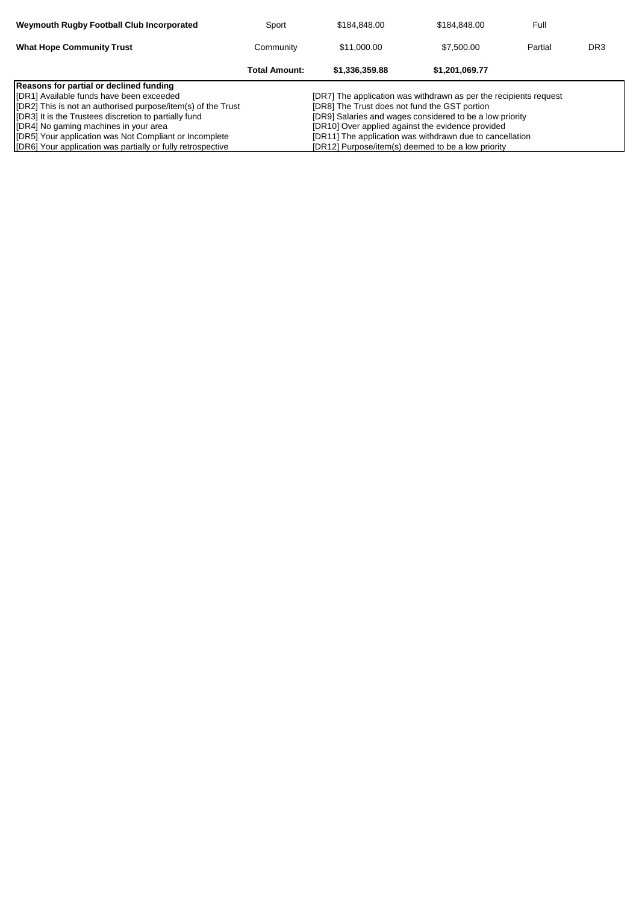| | | | | | |
|---|---|---|---|---|---|
| **Weymouth Rugby Football Club Incorporated** | Sport | $184,848.00 | $184,848.00 | Full | |
| **What Hope Community Trust** | Community | $11,000.00 | $7,500.00 | Partial | DR3 |
| | **Total Amount:** | **$1,336,359.88** | **$1,201,069.77** | | |

**Reasons for partial or declined funding**

[DR1] Available funds have been exceeded
[DR2] This is not an authorised purpose/item(s) of the Trust
[DR3] It is the Trustees discretion to partially fund
[DR4] No gaming machines in your area
[DR5] Your application was Not Compliant or Incomplete
[DR6] Your application was partially or fully retrospective
[DR7] The application was withdrawn as per the recipients request
[DR8] The Trust does not fund the GST portion
[DR9] Salaries and wages considered to be a low priority
[DR10] Over applied against the evidence provided
[DR11] The application was withdrawn due to cancellation
[DR12] Purpose/item(s) deemed to be a low priority